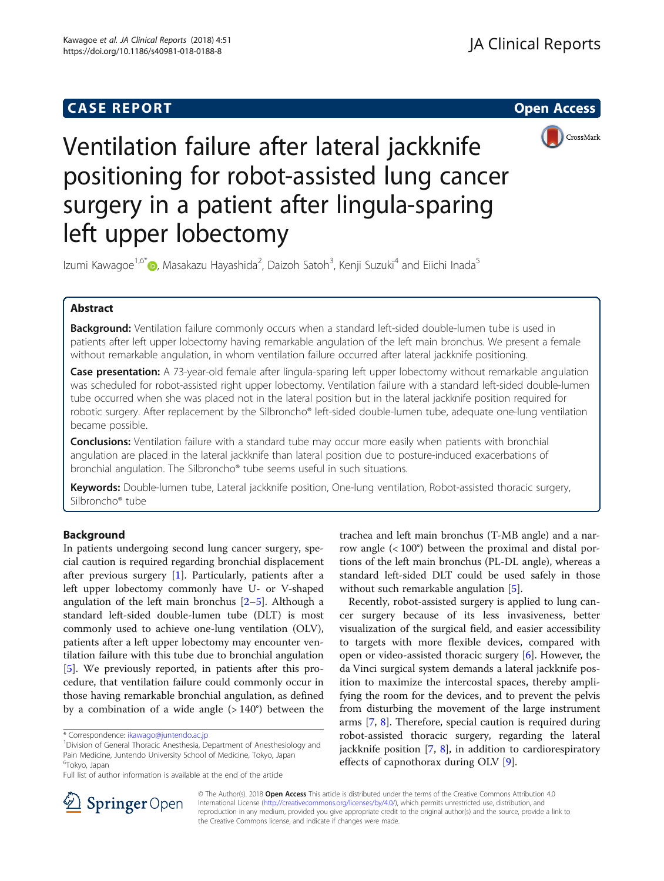CASE REPORT

Open Access

# Ventilation failure after lateral jackknife positioning for robot-assisted lung cancer surgery in a patient after lingula-sparing left upper lobectomy

Izumi Kawagoe[1,6*], Masakazu Hayashida[2], Daizoh Satoh[3], Kenji Suzuki[4] and Eiichi Inada[5]

## Abstract

**Background:** Ventilation failure commonly occurs when a standard left-sided double-lumen tube is used in patients after left upper lobectomy having remarkable angulation of the left main bronchus. We present a female without remarkable angulation, in whom ventilation failure occurred after lateral jackknife positioning.

**Case presentation:** A 73-year-old female after lingula-sparing left upper lobectomy without remarkable angulation was scheduled for robot-assisted right upper lobectomy. Ventilation failure with a standard left-sided double-lumen tube occurred when she was placed not in the lateral position but in the lateral jackknife position required for robotic surgery. After replacement by the Silbroncho® left-sided double-lumen tube, adequate one-lung ventilation became possible.

**Conclusions:** Ventilation failure with a standard tube may occur more easily when patients with bronchial angulation are placed in the lateral jackknife than lateral position due to posture-induced exacerbations of bronchial angulation. The Silbroncho® tube seems useful in such situations.

**Keywords:** Double-lumen tube, Lateral jackknife position, One-lung ventilation, Robot-assisted thoracic surgery, Silbroncho® tube

## Background

In patients undergoing second lung cancer surgery, special caution is required regarding bronchial displacement after previous surgery [1]. Particularly, patients after a left upper lobectomy commonly have U- or V-shaped angulation of the left main bronchus [2–5]. Although a standard left-sided double-lumen tube (DLT) is most commonly used to achieve one-lung ventilation (OLV), patients after a left upper lobectomy may encounter ventilation failure with this tube due to bronchial angulation [5]. We previously reported, in patients after this procedure, that ventilation failure could commonly occur in those having remarkable bronchial angulation, as defined by a combination of a wide angle (> 140°) between the trachea and left main bronchus (T-MB angle) and a narrow angle (< 100°) between the proximal and distal portions of the left main bronchus (PL-DL angle), whereas a standard left-sided DLT could be used safely in those without such remarkable angulation [5].

Recently, robot-assisted surgery is applied to lung cancer surgery because of its less invasiveness, better visualization of the surgical field, and easier accessibility to targets with more flexible devices, compared with open or video-assisted thoracic surgery [6]. However, the da Vinci surgical system demands a lateral jackknife position to maximize the intercostal spaces, thereby amplifying the room for the devices, and to prevent the pelvis from disturbing the movement of the large instrument arms [7, 8]. Therefore, special caution is required during robot-assisted thoracic surgery, regarding the lateral jackknife position [7, 8], in addition to cardiorespiratory effects of capnothorax during OLV [9].

\* Correspondence: ikawago@juntendo.ac.jp
[1]Division of General Thoracic Anesthesia, Department of Anesthesiology and Pain Medicine, Juntendo University School of Medicine, Tokyo, Japan
[6]Tokyo, Japan
Full list of author information is available at the end of the article

© The Author(s). 2018 **Open Access** This article is distributed under the terms of the Creative Commons Attribution 4.0 International License (http://creativecommons.org/licenses/by/4.0/), which permits unrestricted use, distribution, and reproduction in any medium, provided you give appropriate credit to the original author(s) and the source, provide a link to the Creative Commons license, and indicate if changes were made.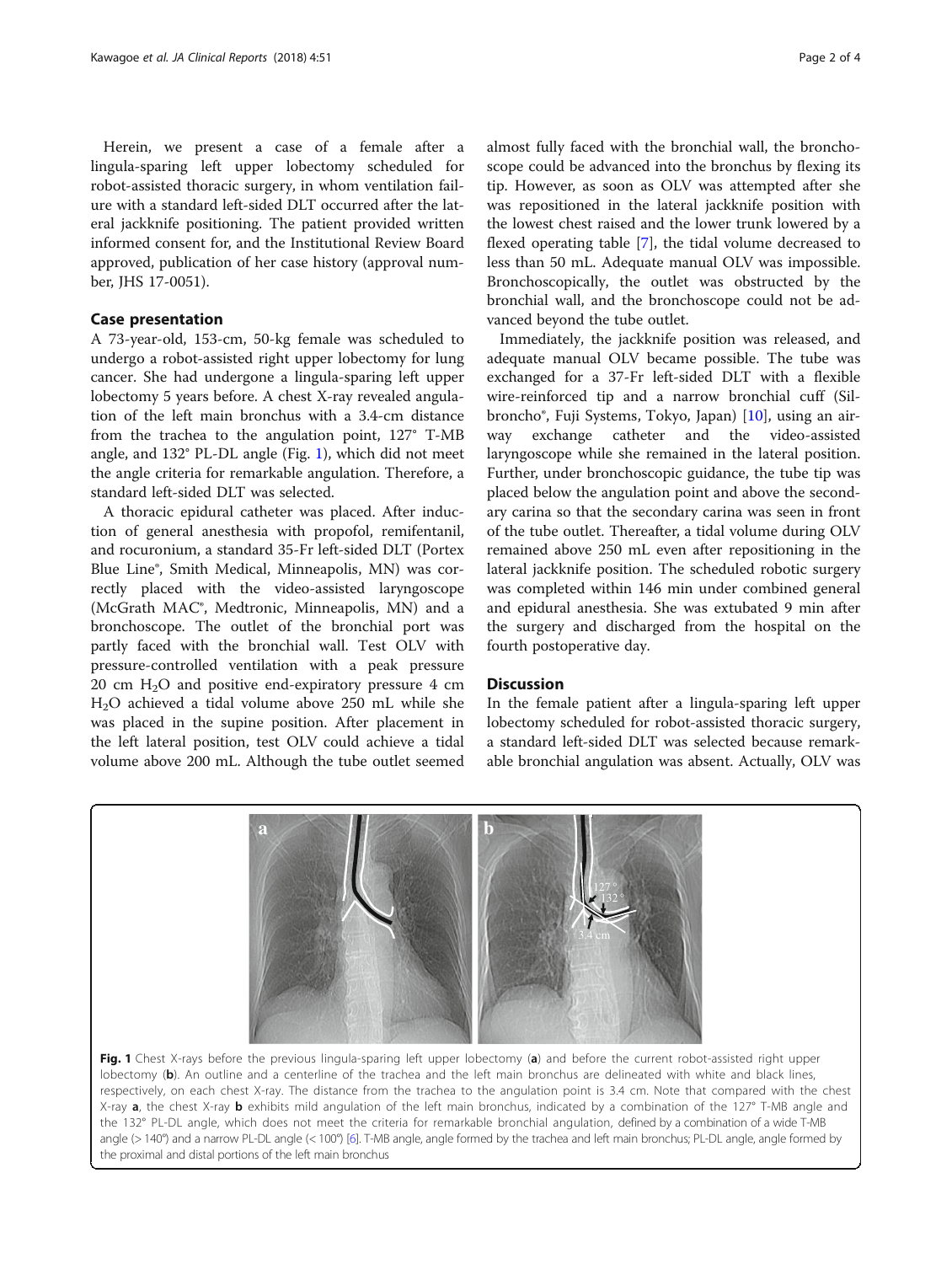Herein, we present a case of a female after a lingula-sparing left upper lobectomy scheduled for robot-assisted thoracic surgery, in whom ventilation failure with a standard left-sided DLT occurred after the lateral jackknife positioning. The patient provided written informed consent for, and the Institutional Review Board approved, publication of her case history (approval number, JHS 17-0051).

## Case presentation

A 73-year-old, 153-cm, 50-kg female was scheduled to undergo a robot-assisted right upper lobectomy for lung cancer. She had undergone a lingula-sparing left upper lobectomy 5 years before. A chest X-ray revealed angulation of the left main bronchus with a 3.4-cm distance from the trachea to the angulation point, 127° T-MB angle, and 132° PL-DL angle (Fig. 1), which did not meet the angle criteria for remarkable angulation. Therefore, a standard left-sided DLT was selected.

A thoracic epidural catheter was placed. After induction of general anesthesia with propofol, remifentanil, and rocuronium, a standard 35-Fr left-sided DLT (Portex Blue Line®, Smith Medical, Minneapolis, MN) was correctly placed with the video-assisted laryngoscope (McGrath MAC®, Medtronic, Minneapolis, MN) and a bronchoscope. The outlet of the bronchial port was partly faced with the bronchial wall. Test OLV with pressure-controlled ventilation with a peak pressure 20 cm $H_2O$ and positive end-expiratory pressure 4 cm $H_2O$ achieved a tidal volume above 250 mL while she was placed in the supine position. After placement in the left lateral position, test OLV could achieve a tidal volume above 200 mL. Although the tube outlet seemed almost fully faced with the bronchial wall, the bronchoscope could be advanced into the bronchus by flexing its tip. However, as soon as OLV was attempted after she was repositioned in the lateral jackknife position with the lowest chest raised and the lower trunk lowered by a flexed operating table [7], the tidal volume decreased to less than 50 mL. Adequate manual OLV was impossible. Bronchoscopically, the outlet was obstructed by the bronchial wall, and the bronchoscope could not be advanced beyond the tube outlet.

Immediately, the jackknife position was released, and adequate manual OLV became possible. The tube was exchanged for a 37-Fr left-sided DLT with a flexible wire-reinforced tip and a narrow bronchial cuff (Silbroncho®, Fuji Systems, Tokyo, Japan) [10], using an airway exchange catheter and the video-assisted laryngoscope while she remained in the lateral position. Further, under bronchoscopic guidance, the tube tip was placed below the angulation point and above the secondary carina so that the secondary carina was seen in front of the tube outlet. Thereafter, a tidal volume during OLV remained above 250 mL even after repositioning in the lateral jackknife position. The scheduled robotic surgery was completed within 146 min under combined general and epidural anesthesia. She was extubated 9 min after the surgery and discharged from the hospital on the fourth postoperative day.

## Discussion

In the female patient after a lingula-sparing left upper lobectomy scheduled for robot-assisted thoracic surgery, a standard left-sided DLT was selected because remarkable bronchial angulation was absent. Actually, OLV was

**Fig. 1** Chest X-rays before the previous lingula-sparing left upper lobectomy (**a**) and before the current robot-assisted right upper lobectomy (**b**). An outline and a centerline of the trachea and the left main bronchus are delineated with white and black lines, respectively, on each chest X-ray. The distance from the trachea to the angulation point is 3.4 cm. Note that compared with the chest X-ray **a**, the chest X-ray **b** exhibits mild angulation of the left main bronchus, indicated by a combination of the 127° T-MB angle and the 132° PL-DL angle, which does not meet the criteria for remarkable bronchial angulation, defined by a combination of a wide T-MB angle (> 140°) and a narrow PL-DL angle (< 100°) [6]. T-MB angle, angle formed by the trachea and left main bronchus; PL-DL angle, angle formed by the proximal and distal portions of the left main bronchus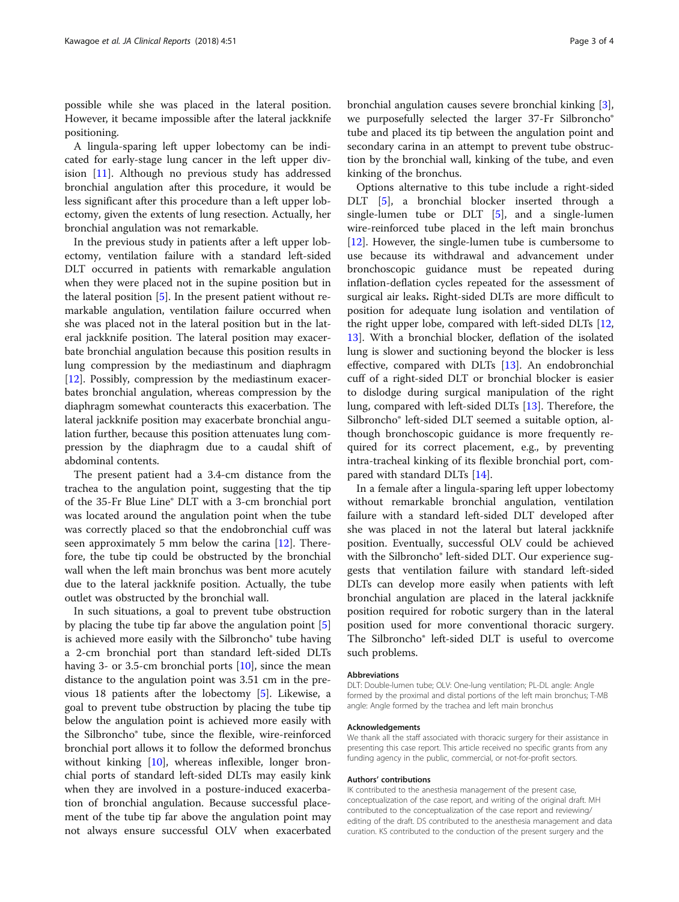possible while she was placed in the lateral position. However, it became impossible after the lateral jackknife positioning.

A lingula-sparing left upper lobectomy can be indicated for early-stage lung cancer in the left upper division [11]. Although no previous study has addressed bronchial angulation after this procedure, it would be less significant after this procedure than a left upper lobectomy, given the extents of lung resection. Actually, her bronchial angulation was not remarkable.

In the previous study in patients after a left upper lobectomy, ventilation failure with a standard left-sided DLT occurred in patients with remarkable angulation when they were placed not in the supine position but in the lateral position [5]. In the present patient without remarkable angulation, ventilation failure occurred when she was placed not in the lateral position but in the lateral jackknife position. The lateral position may exacerbate bronchial angulation because this position results in lung compression by the mediastinum and diaphragm [12]. Possibly, compression by the mediastinum exacerbates bronchial angulation, whereas compression by the diaphragm somewhat counteracts this exacerbation. The lateral jackknife position may exacerbate bronchial angulation further, because this position attenuates lung compression by the diaphragm due to a caudal shift of abdominal contents.

The present patient had a 3.4-cm distance from the trachea to the angulation point, suggesting that the tip of the 35-Fr Blue Line® DLT with a 3-cm bronchial port was located around the angulation point when the tube was correctly placed so that the endobronchial cuff was seen approximately 5 mm below the carina [12]. Therefore, the tube tip could be obstructed by the bronchial wall when the left main bronchus was bent more acutely due to the lateral jackknife position. Actually, the tube outlet was obstructed by the bronchial wall.

In such situations, a goal to prevent tube obstruction by placing the tube tip far above the angulation point [5] is achieved more easily with the Silbroncho® tube having a 2-cm bronchial port than standard left-sided DLTs having 3- or 3.5-cm bronchial ports [10], since the mean distance to the angulation point was 3.51 cm in the previous 18 patients after the lobectomy [5]. Likewise, a goal to prevent tube obstruction by placing the tube tip below the angulation point is achieved more easily with the Silbroncho® tube, since the flexible, wire-reinforced bronchial port allows it to follow the deformed bronchus without kinking [10], whereas inflexible, longer bronchial ports of standard left-sided DLTs may easily kink when they are involved in a posture-induced exacerbation of bronchial angulation. Because successful placement of the tube tip far above the angulation point may not always ensure successful OLV when exacerbated bronchial angulation causes severe bronchial kinking [3], we purposefully selected the larger 37-Fr Silbroncho® tube and placed its tip between the angulation point and secondary carina in an attempt to prevent tube obstruction by the bronchial wall, kinking of the tube, and even kinking of the bronchus.

Options alternative to this tube include a right-sided DLT [5], a bronchial blocker inserted through a single-lumen tube or DLT [5], and a single-lumen wire-reinforced tube placed in the left main bronchus [12]. However, the single-lumen tube is cumbersome to use because its withdrawal and advancement under bronchoscopic guidance must be repeated during inflation-deflation cycles repeated for the assessment of surgical air leaks. Right-sided DLTs are more difficult to position for adequate lung isolation and ventilation of the right upper lobe, compared with left-sided DLTs [12, 13]. With a bronchial blocker, deflation of the isolated lung is slower and suctioning beyond the blocker is less effective, compared with DLTs [13]. An endobronchial cuff of a right-sided DLT or bronchial blocker is easier to dislodge during surgical manipulation of the right lung, compared with left-sided DLTs [13]. Therefore, the Silbroncho® left-sided DLT seemed a suitable option, although bronchoscopic guidance is more frequently required for its correct placement, e.g., by preventing intra-tracheal kinking of its flexible bronchial port, compared with standard DLTs [14].

In a female after a lingula-sparing left upper lobectomy without remarkable bronchial angulation, ventilation failure with a standard left-sided DLT developed after she was placed in not the lateral but lateral jackknife position. Eventually, successful OLV could be achieved with the Silbroncho® left-sided DLT. Our experience suggests that ventilation failure with standard left-sided DLTs can develop more easily when patients with left bronchial angulation are placed in the lateral jackknife position required for robotic surgery than in the lateral position used for more conventional thoracic surgery. The Silbroncho® left-sided DLT is useful to overcome such problems.

#### Abbreviations

DLT: Double-lumen tube; OLV: One-lung ventilation; PL-DL angle: Angle formed by the proximal and distal portions of the left main bronchus; T-MB angle: Angle formed by the trachea and left main bronchus

#### Acknowledgements

We thank all the staff associated with thoracic surgery for their assistance in presenting this case report. This article received no specific grants from any funding agency in the public, commercial, or not-for-profit sectors.

#### Authors' contributions

IK contributed to the anesthesia management of the present case, conceptualization of the case report, and writing of the original draft. MH contributed to the conceptualization of the case report and reviewing/editing of the draft. DS contributed to the anesthesia management and data curation. KS contributed to the conduction of the present surgery and the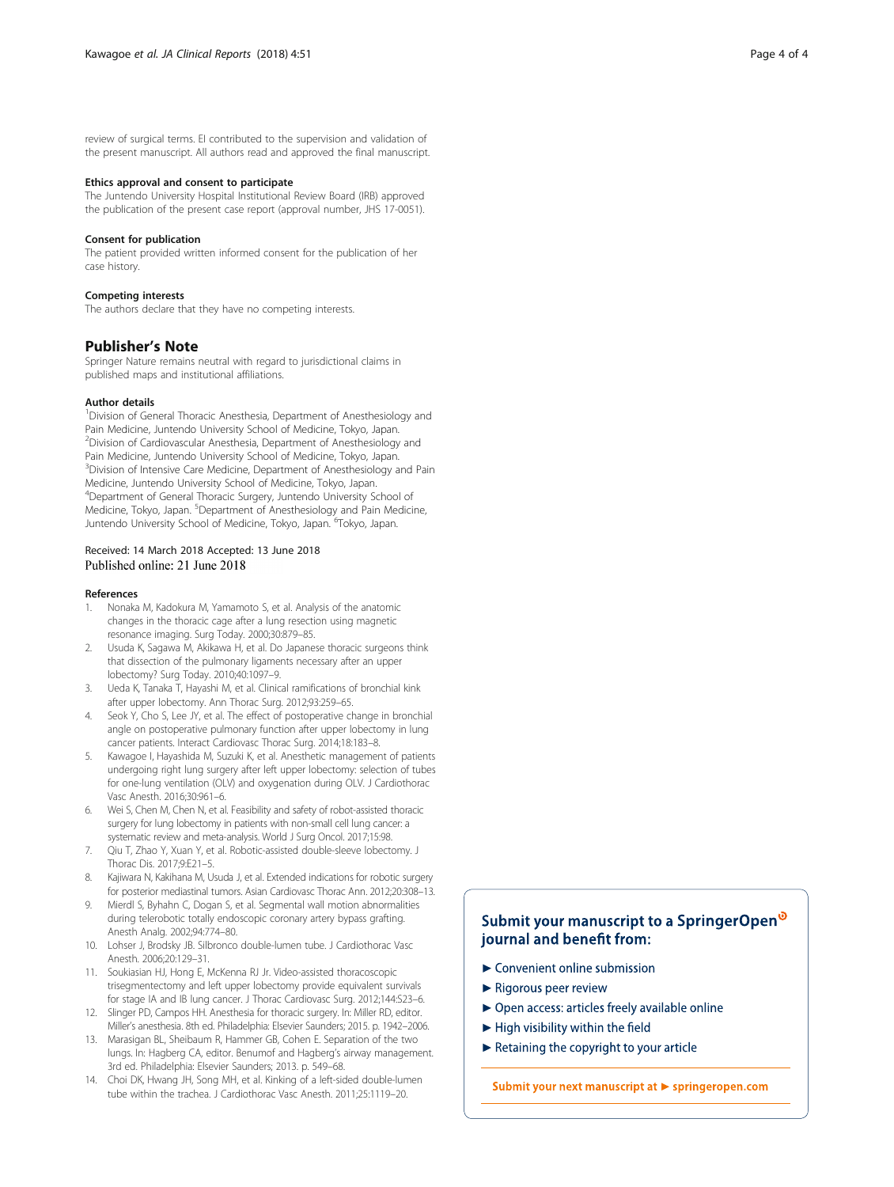review of surgical terms. EI contributed to the supervision and validation of the present manuscript. All authors read and approved the final manuscript.

#### Ethics approval and consent to participate

The Juntendo University Hospital Institutional Review Board (IRB) approved the publication of the present case report (approval number, JHS 17-0051).

#### Consent for publication

The patient provided written informed consent for the publication of her case history.

#### Competing interests

The authors declare that they have no competing interests.

### Publisher's Note

Springer Nature remains neutral with regard to jurisdictional claims in published maps and institutional affiliations.

#### Author details

[1]Division of General Thoracic Anesthesia, Department of Anesthesiology and Pain Medicine, Juntendo University School of Medicine, Tokyo, Japan. [2]Division of Cardiovascular Anesthesia, Department of Anesthesiology and Pain Medicine, Juntendo University School of Medicine, Tokyo, Japan. [3]Division of Intensive Care Medicine, Department of Anesthesiology and Pain Medicine, Juntendo University School of Medicine, Tokyo, Japan. [4]Department of General Thoracic Surgery, Juntendo University School of Medicine, Tokyo, Japan. [5]Department of Anesthesiology and Pain Medicine, Juntendo University School of Medicine, Tokyo, Japan. [6]Tokyo, Japan.

Received: 14 March 2018 Accepted: 13 June 2018
Published online: 21 June 2018

#### References

1. Nonaka M, Kadokura M, Yamamoto S, et al. Analysis of the anatomic changes in the thoracic cage after a lung resection using magnetic resonance imaging. Surg Today. 2000;30:879–85.
2. Usuda K, Sagawa M, Akikawa H, et al. Do Japanese thoracic surgeons think that dissection of the pulmonary ligaments necessary after an upper lobectomy? Surg Today. 2010;40:1097–9.
3. Ueda K, Tanaka T, Hayashi M, et al. Clinical ramifications of bronchial kink after upper lobectomy. Ann Thorac Surg. 2012;93:259–65.
4. Seok Y, Cho S, Lee JY, et al. The effect of postoperative change in bronchial angle on postoperative pulmonary function after upper lobectomy in lung cancer patients. Interact Cardiovasc Thorac Surg. 2014;18:183–8.
5. Kawagoe I, Hayashida M, Suzuki K, et al. Anesthetic management of patients undergoing right lung surgery after left upper lobectomy: selection of tubes for one-lung ventilation (OLV) and oxygenation during OLV. J Cardiothorac Vasc Anesth. 2016;30:961–6.
6. Wei S, Chen M, Chen N, et al. Feasibility and safety of robot-assisted thoracic surgery for lung lobectomy in patients with non-small cell lung cancer: a systematic review and meta-analysis. World J Surg Oncol. 2017;15:98.
7. Qiu T, Zhao Y, Xuan Y, et al. Robotic-assisted double-sleeve lobectomy. J Thorac Dis. 2017;9:E21–5.
8. Kajiwara N, Kakihana M, Usuda J, et al. Extended indications for robotic surgery for posterior mediastinal tumors. Asian Cardiovasc Thorac Ann. 2012;20:308–13.
9. Mierdl S, Byhahn C, Dogan S, et al. Segmental wall motion abnormalities during telerobotic totally endoscopic coronary artery bypass grafting. Anesth Analg. 2002;94:774–80.
10. Lohser J, Brodsky JB. Silbronco double-lumen tube. J Cardiothorac Vasc Anesth. 2006;20:129–31.
11. Soukiasian HJ, Hong E, McKenna RJ Jr. Video-assisted thoracoscopic trisegmentectomy and left upper lobectomy provide equivalent survivals for stage IA and IB lung cancer. J Thorac Cardiovasc Surg. 2012;144:S23–6.
12. Slinger PD, Campos HH. Anesthesia for thoracic surgery. In: Miller RD, editor. Miller's anesthesia. 8th ed. Philadelphia: Elsevier Saunders; 2015. p. 1942–2006.
13. Marasigan BL, Sheibaum R, Hammer GB, Cohen E. Separation of the two lungs. In: Hagberg CA, editor. Benumof and Hagberg's airway management. 3rd ed. Philadelphia: Elsevier Saunders; 2013. p. 549–68.
14. Choi DK, Hwang JH, Song MH, et al. Kinking of a left-sided double-lumen tube within the trachea. J Cardiothorac Vasc Anesth. 2011;25:1119–20.

**Submit your manuscript to a SpringerOpen journal and benefit from:**

- ► Convenient online submission
- ► Rigorous peer review
- ► Open access: articles freely available online
- ► High visibility within the field
- ► Retaining the copyright to your article

**Submit your next manuscript at ► springeropen.com**